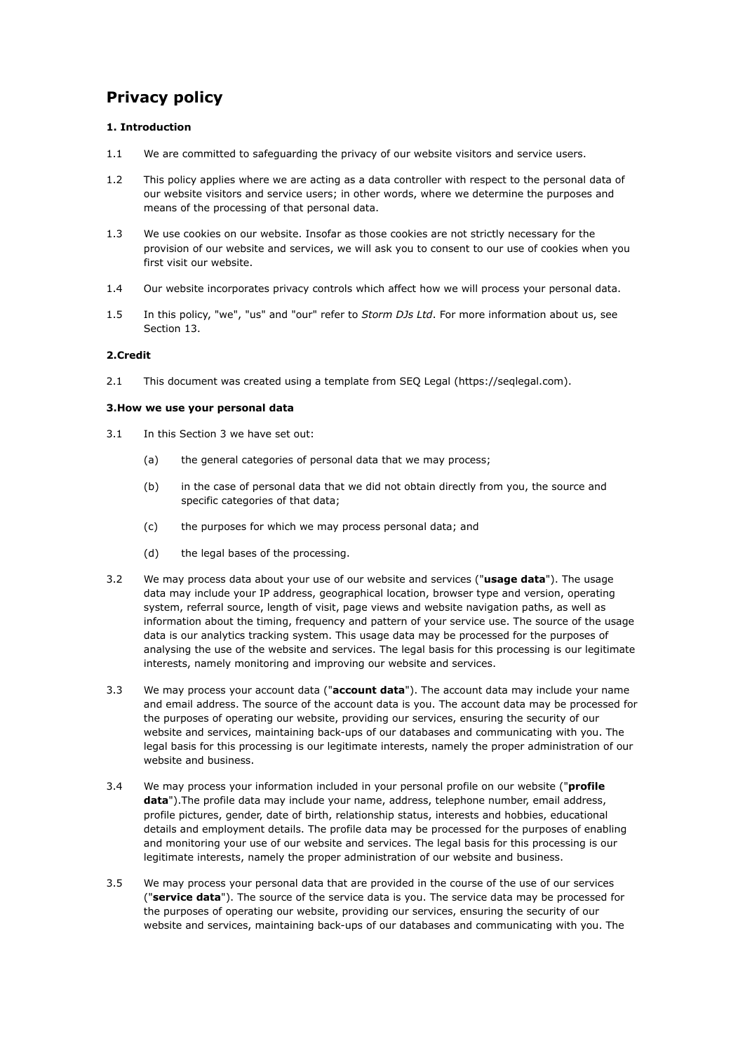# Privacy policy

### 1. Introduction

1.1 We are committed to safeguarding the privacy of our website visitors and service users.

1.2 This policy applies where we are acting as a data controller with respect to the personal data of our website visitors and service users; in other words, where we determine the purposes and means of the processing of that personal data.

1.3 We use cookies on our website. Insofar as those cookies are not strictly necessary for the provision of our website and services, we will ask you to consent to our use of cookies when you first visit our website.

1.4 Our website incorporates privacy controls which affect how we will process your personal data.

1.5 In this policy, "we", "us" and "our" refer to *Storm DJs Ltd*. For more information about us, see Section 13.

### 2.Credit

2.1 This document was created using a template from SEQ Legal (https://seqlegal.com).

### 3.How we use your personal data

3.1 In this Section 3 we have set out:

(a) the general categories of personal data that we may process;

(b) in the case of personal data that we did not obtain directly from you, the source and specific categories of that data;

(c) the purposes for which we may process personal data; and

(d) the legal bases of the processing.

3.2 We may process data about your use of our website and services ("**usage data**"). The usage data may include your IP address, geographical location, browser type and version, operating system, referral source, length of visit, page views and website navigation paths, as well as information about the timing, frequency and pattern of your service use. The source of the usage data is our analytics tracking system. This usage data may be processed for the purposes of analysing the use of the website and services. The legal basis for this processing is our legitimate interests, namely monitoring and improving our website and services.

3.3 We may process your account data ("**account data**"). The account data may include your name and email address. The source of the account data is you. The account data may be processed for the purposes of operating our website, providing our services, ensuring the security of our website and services, maintaining back-ups of our databases and communicating with you. The legal basis for this processing is our legitimate interests, namely the proper administration of our website and business.

3.4 We may process your information included in your personal profile on our website ("**profile data**").The profile data may include your name, address, telephone number, email address, profile pictures, gender, date of birth, relationship status, interests and hobbies, educational details and employment details. The profile data may be processed for the purposes of enabling and monitoring your use of our website and services. The legal basis for this processing is our legitimate interests, namely the proper administration of our website and business.

3.5 We may process your personal data that are provided in the course of the use of our services ("**service data**"). The source of the service data is you. The service data may be processed for the purposes of operating our website, providing our services, ensuring the security of our website and services, maintaining back-ups of our databases and communicating with you. The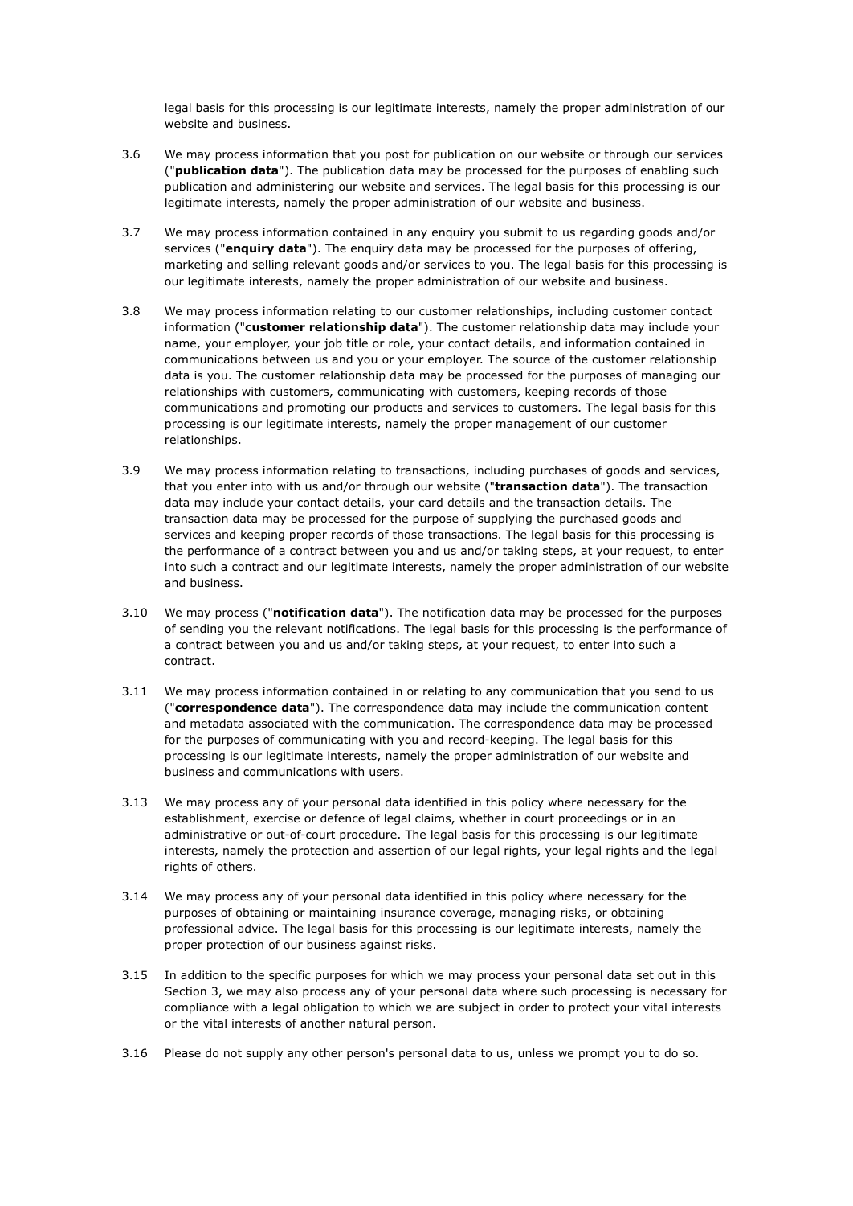legal basis for this processing is our legitimate interests, namely the proper administration of our website and business.

3.6 We may process information that you post for publication on our website or through our services ("**publication data**"). The publication data may be processed for the purposes of enabling such publication and administering our website and services. The legal basis for this processing is our legitimate interests, namely the proper administration of our website and business.

3.7 We may process information contained in any enquiry you submit to us regarding goods and/or services ("**enquiry data**"). The enquiry data may be processed for the purposes of offering, marketing and selling relevant goods and/or services to you. The legal basis for this processing is our legitimate interests, namely the proper administration of our website and business.

3.8 We may process information relating to our customer relationships, including customer contact information ("**customer relationship data**"). The customer relationship data may include your name, your employer, your job title or role, your contact details, and information contained in communications between us and you or your employer. The source of the customer relationship data is you. The customer relationship data may be processed for the purposes of managing our relationships with customers, communicating with customers, keeping records of those communications and promoting our products and services to customers. The legal basis for this processing is our legitimate interests, namely the proper management of our customer relationships.

3.9 We may process information relating to transactions, including purchases of goods and services, that you enter into with us and/or through our website ("**transaction data**"). The transaction data may include your contact details, your card details and the transaction details. The transaction data may be processed for the purpose of supplying the purchased goods and services and keeping proper records of those transactions. The legal basis for this processing is the performance of a contract between you and us and/or taking steps, at your request, to enter into such a contract and our legitimate interests, namely the proper administration of our website and business.

3.10 We may process ("**notification data**"). The notification data may be processed for the purposes of sending you the relevant notifications. The legal basis for this processing is the performance of a contract between you and us and/or taking steps, at your request, to enter into such a contract.

3.11 We may process information contained in or relating to any communication that you send to us ("**correspondence data**"). The correspondence data may include the communication content and metadata associated with the communication. The correspondence data may be processed for the purposes of communicating with you and record-keeping. The legal basis for this processing is our legitimate interests, namely the proper administration of our website and business and communications with users.

3.13 We may process any of your personal data identified in this policy where necessary for the establishment, exercise or defence of legal claims, whether in court proceedings or in an administrative or out-of-court procedure. The legal basis for this processing is our legitimate interests, namely the protection and assertion of our legal rights, your legal rights and the legal rights of others.

3.14 We may process any of your personal data identified in this policy where necessary for the purposes of obtaining or maintaining insurance coverage, managing risks, or obtaining professional advice. The legal basis for this processing is our legitimate interests, namely the proper protection of our business against risks.

3.15 In addition to the specific purposes for which we may process your personal data set out in this Section 3, we may also process any of your personal data where such processing is necessary for compliance with a legal obligation to which we are subject in order to protect your vital interests or the vital interests of another natural person.

3.16 Please do not supply any other person's personal data to us, unless we prompt you to do so.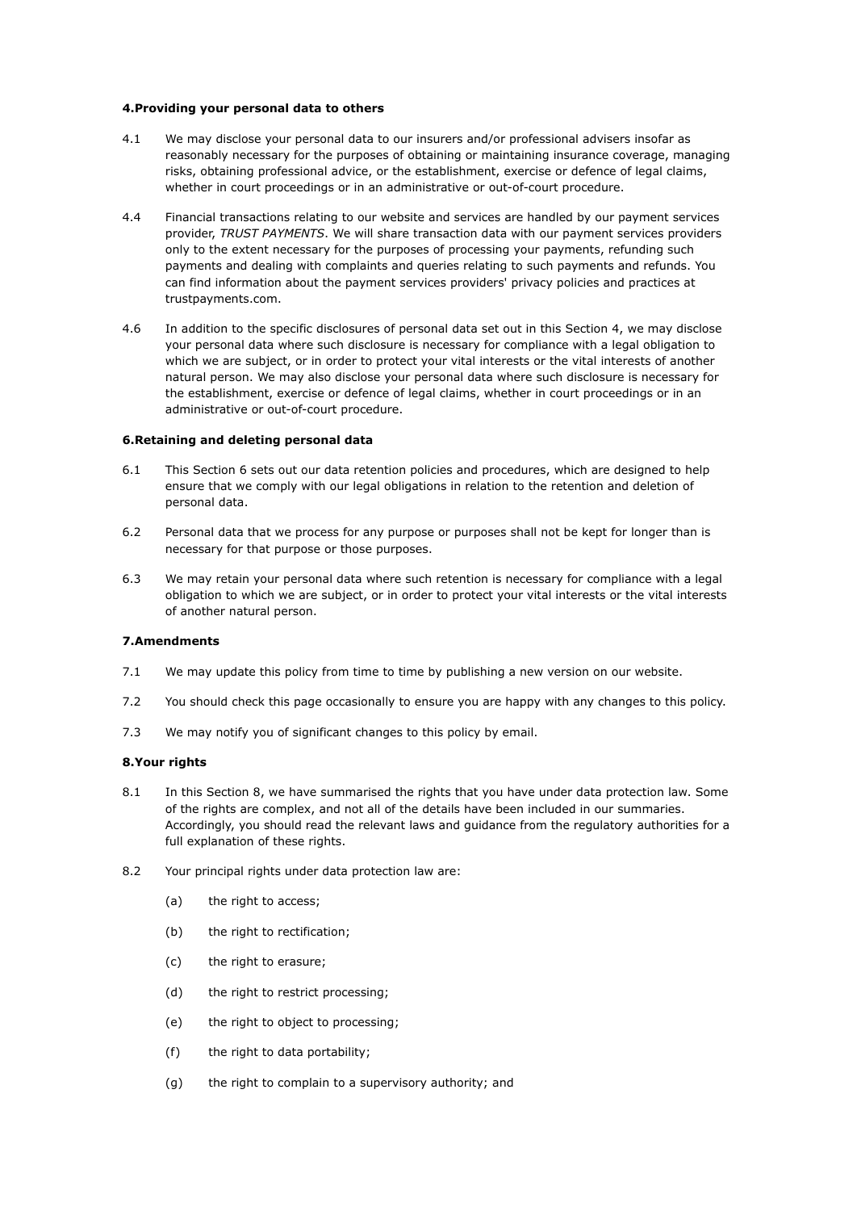#### 4.Providing your personal data to others

4.1 We may disclose your personal data to our insurers and/or professional advisers insofar as reasonably necessary for the purposes of obtaining or maintaining insurance coverage, managing risks, obtaining professional advice, or the establishment, exercise or defence of legal claims, whether in court proceedings or in an administrative or out-of-court procedure.

4.4 Financial transactions relating to our website and services are handled by our payment services provider, *TRUST PAYMENTS*. We will share transaction data with our payment services providers only to the extent necessary for the purposes of processing your payments, refunding such payments and dealing with complaints and queries relating to such payments and refunds. You can find information about the payment services providers' privacy policies and practices at trustpayments.com.

4.6 In addition to the specific disclosures of personal data set out in this Section 4, we may disclose your personal data where such disclosure is necessary for compliance with a legal obligation to which we are subject, or in order to protect your vital interests or the vital interests of another natural person. We may also disclose your personal data where such disclosure is necessary for the establishment, exercise or defence of legal claims, whether in court proceedings or in an administrative or out-of-court procedure.

#### 6.Retaining and deleting personal data

6.1 This Section 6 sets out our data retention policies and procedures, which are designed to help ensure that we comply with our legal obligations in relation to the retention and deletion of personal data.

6.2 Personal data that we process for any purpose or purposes shall not be kept for longer than is necessary for that purpose or those purposes.

6.3 We may retain your personal data where such retention is necessary for compliance with a legal obligation to which we are subject, or in order to protect your vital interests or the vital interests of another natural person.

#### 7.Amendments

7.1 We may update this policy from time to time by publishing a new version on our website.

7.2 You should check this page occasionally to ensure you are happy with any changes to this policy.

7.3 We may notify you of significant changes to this policy by email.

#### 8.Your rights

8.1 In this Section 8, we have summarised the rights that you have under data protection law. Some of the rights are complex, and not all of the details have been included in our summaries. Accordingly, you should read the relevant laws and guidance from the regulatory authorities for a full explanation of these rights.

8.2 Your principal rights under data protection law are:

(a) the right to access;

(b) the right to rectification;

(c) the right to erasure;

(d) the right to restrict processing;

(e) the right to object to processing;

(f) the right to data portability;

(g) the right to complain to a supervisory authority; and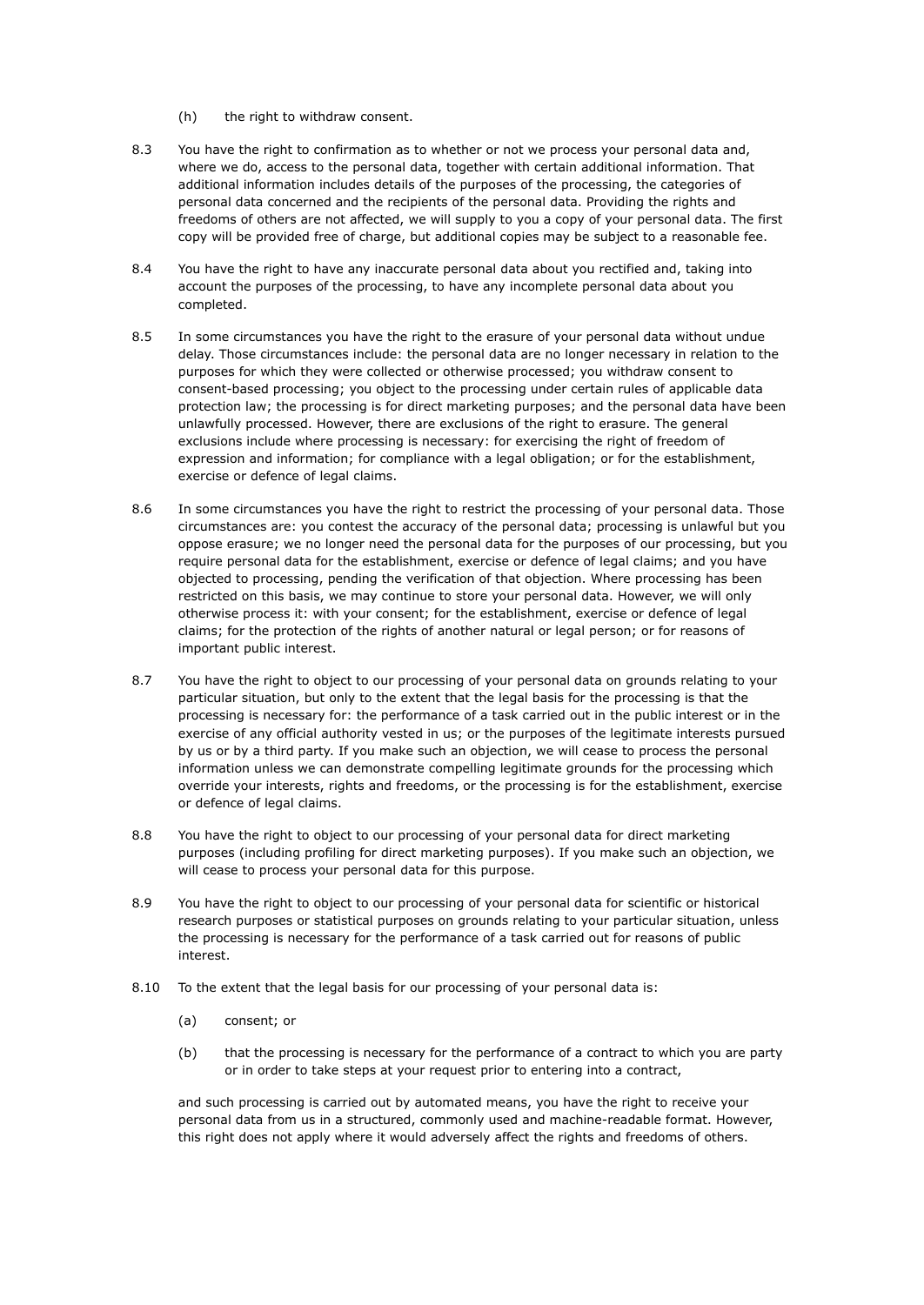(h) the right to withdraw consent.

8.3 You have the right to confirmation as to whether or not we process your personal data and, where we do, access to the personal data, together with certain additional information. That additional information includes details of the purposes of the processing, the categories of personal data concerned and the recipients of the personal data. Providing the rights and freedoms of others are not affected, we will supply to you a copy of your personal data. The first copy will be provided free of charge, but additional copies may be subject to a reasonable fee.

8.4 You have the right to have any inaccurate personal data about you rectified and, taking into account the purposes of the processing, to have any incomplete personal data about you completed.

8.5 In some circumstances you have the right to the erasure of your personal data without undue delay. Those circumstances include: the personal data are no longer necessary in relation to the purposes for which they were collected or otherwise processed; you withdraw consent to consent-based processing; you object to the processing under certain rules of applicable data protection law; the processing is for direct marketing purposes; and the personal data have been unlawfully processed. However, there are exclusions of the right to erasure. The general exclusions include where processing is necessary: for exercising the right of freedom of expression and information; for compliance with a legal obligation; or for the establishment, exercise or defence of legal claims.

8.6 In some circumstances you have the right to restrict the processing of your personal data. Those circumstances are: you contest the accuracy of the personal data; processing is unlawful but you oppose erasure; we no longer need the personal data for the purposes of our processing, but you require personal data for the establishment, exercise or defence of legal claims; and you have objected to processing, pending the verification of that objection. Where processing has been restricted on this basis, we may continue to store your personal data. However, we will only otherwise process it: with your consent; for the establishment, exercise or defence of legal claims; for the protection of the rights of another natural or legal person; or for reasons of important public interest.

8.7 You have the right to object to our processing of your personal data on grounds relating to your particular situation, but only to the extent that the legal basis for the processing is that the processing is necessary for: the performance of a task carried out in the public interest or in the exercise of any official authority vested in us; or the purposes of the legitimate interests pursued by us or by a third party. If you make such an objection, we will cease to process the personal information unless we can demonstrate compelling legitimate grounds for the processing which override your interests, rights and freedoms, or the processing is for the establishment, exercise or defence of legal claims.

8.8 You have the right to object to our processing of your personal data for direct marketing purposes (including profiling for direct marketing purposes). If you make such an objection, we will cease to process your personal data for this purpose.

8.9 You have the right to object to our processing of your personal data for scientific or historical research purposes or statistical purposes on grounds relating to your particular situation, unless the processing is necessary for the performance of a task carried out for reasons of public interest.

8.10 To the extent that the legal basis for our processing of your personal data is:

(a) consent; or

(b) that the processing is necessary for the performance of a contract to which you are party or in order to take steps at your request prior to entering into a contract,

and such processing is carried out by automated means, you have the right to receive your personal data from us in a structured, commonly used and machine-readable format. However, this right does not apply where it would adversely affect the rights and freedoms of others.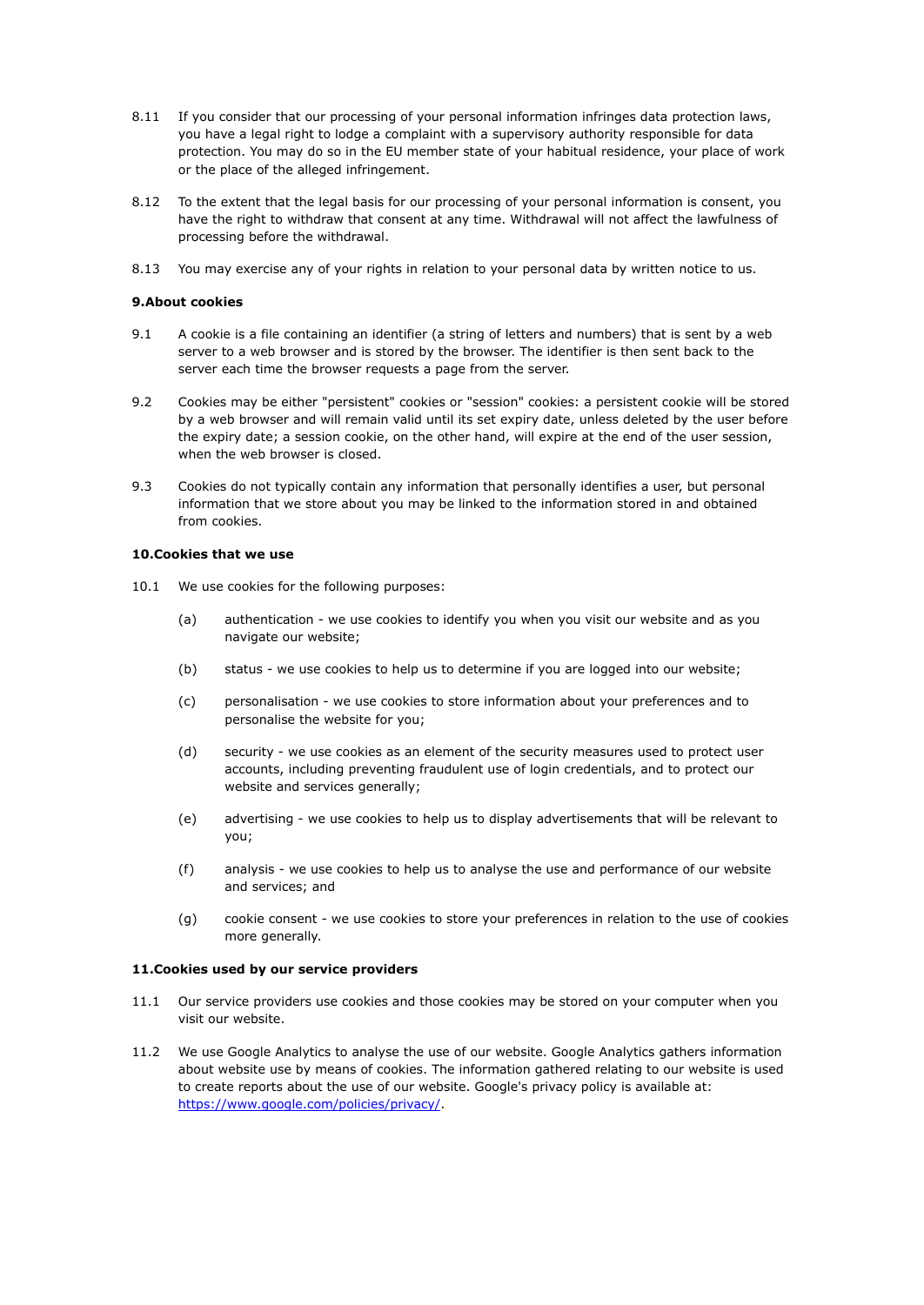8.11 If you consider that our processing of your personal information infringes data protection laws, you have a legal right to lodge a complaint with a supervisory authority responsible for data protection. You may do so in the EU member state of your habitual residence, your place of work or the place of the alleged infringement.

8.12 To the extent that the legal basis for our processing of your personal information is consent, you have the right to withdraw that consent at any time. Withdrawal will not affect the lawfulness of processing before the withdrawal.

8.13 You may exercise any of your rights in relation to your personal data by written notice to us.

**9.About cookies**

9.1 A cookie is a file containing an identifier (a string of letters and numbers) that is sent by a web server to a web browser and is stored by the browser. The identifier is then sent back to the server each time the browser requests a page from the server.

9.2 Cookies may be either "persistent" cookies or "session" cookies: a persistent cookie will be stored by a web browser and will remain valid until its set expiry date, unless deleted by the user before the expiry date; a session cookie, on the other hand, will expire at the end of the user session, when the web browser is closed.

9.3 Cookies do not typically contain any information that personally identifies a user, but personal information that we store about you may be linked to the information stored in and obtained from cookies.

**10.Cookies that we use**

10.1 We use cookies for the following purposes:

(a) authentication - we use cookies to identify you when you visit our website and as you navigate our website;

(b) status - we use cookies to help us to determine if you are logged into our website;

(c) personalisation - we use cookies to store information about your preferences and to personalise the website for you;

(d) security - we use cookies as an element of the security measures used to protect user accounts, including preventing fraudulent use of login credentials, and to protect our website and services generally;

(e) advertising - we use cookies to help us to display advertisements that will be relevant to you;

(f) analysis - we use cookies to help us to analyse the use and performance of our website and services; and

(g) cookie consent - we use cookies to store your preferences in relation to the use of cookies more generally.

**11.Cookies used by our service providers**

11.1 Our service providers use cookies and those cookies may be stored on your computer when you visit our website.

11.2 We use Google Analytics to analyse the use of our website. Google Analytics gathers information about website use by means of cookies. The information gathered relating to our website is used to create reports about the use of our website. Google's privacy policy is available at: [https://www.google.com/policies/privacy/](https://www.google.com/policies/privacy/).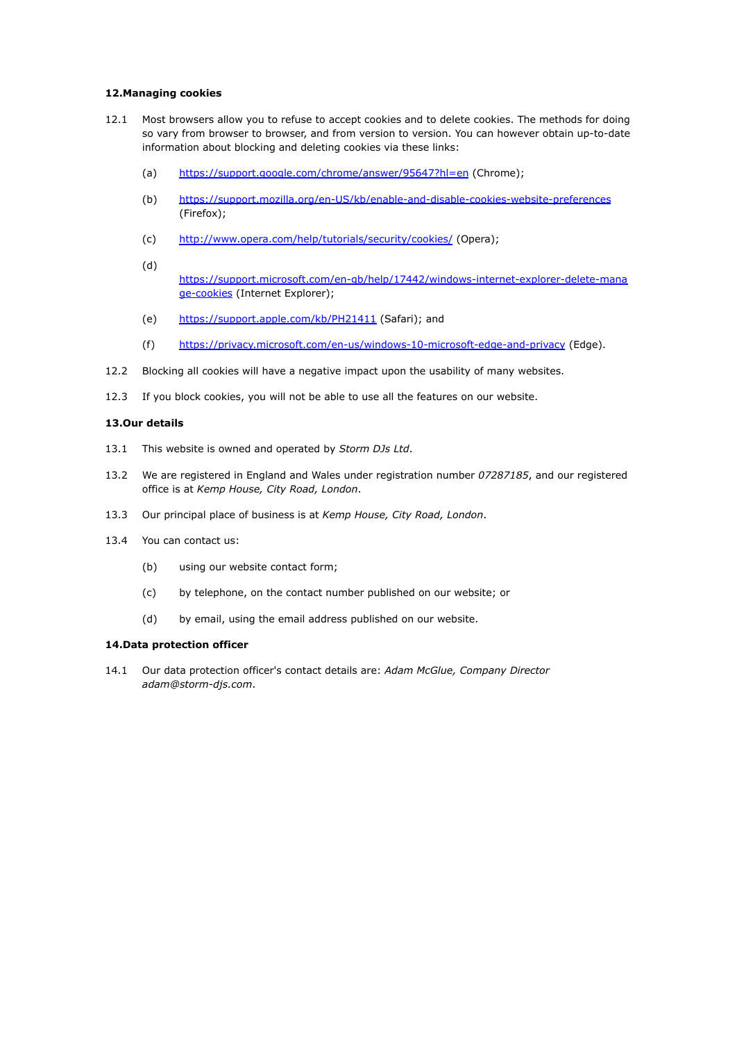**12.Managing cookies**

12.1 Most browsers allow you to refuse to accept cookies and to delete cookies. The methods for doing so vary from browser to browser, and from version to version. You can however obtain up-to-date information about blocking and deleting cookies via these links:

(a) https://support.google.com/chrome/answer/95647?hl=en (Chrome);

(b) https://support.mozilla.org/en-US/kb/enable-and-disable-cookies-website-preferences (Firefox);

(c) http://www.opera.com/help/tutorials/security/cookies/ (Opera);

(d) https://support.microsoft.com/en-gb/help/17442/windows-internet-explorer-delete-manage-cookies (Internet Explorer);

(e) https://support.apple.com/kb/PH21411 (Safari); and

(f) https://privacy.microsoft.com/en-us/windows-10-microsoft-edge-and-privacy (Edge).

12.2 Blocking all cookies will have a negative impact upon the usability of many websites.

12.3 If you block cookies, you will not be able to use all the features on our website.

**13.Our details**

13.1 This website is owned and operated by *Storm DJs Ltd*.

13.2 We are registered in England and Wales under registration number *07287185*, and our registered office is at *Kemp House, City Road, London*.

13.3 Our principal place of business is at *Kemp House, City Road, London*.

13.4 You can contact us:

(b) using our website contact form;

(c) by telephone, on the contact number published on our website; or

(d) by email, using the email address published on our website.

**14.Data protection officer**

14.1 Our data protection officer's contact details are: *Adam McGlue, Company Director adam@storm-djs.com*.